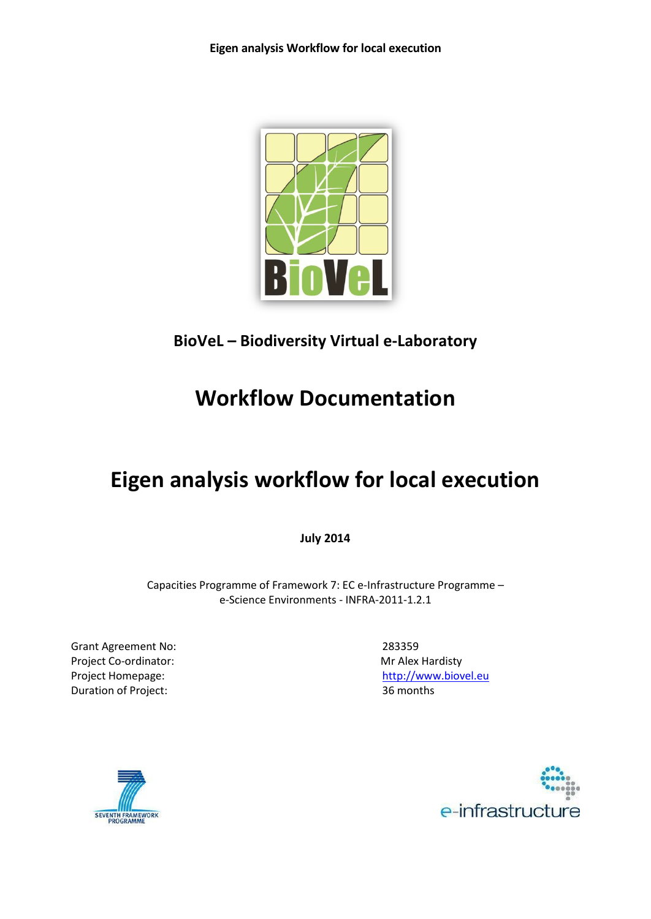Eigen analysis Workflow for local execution

BioVeL – Biodiversity Virtual e-Laboratory

# Workflow Documentation

# Eigen analysis workflow for local execution

**July 2014**

Capacities Programme of Framework 7: EC e-Infrastructure Programme – e-Science Environments - INFRA-2011-1.2.1

| | |
|---|---|
| Grant Agreement No: | 283359 |
| Project Co-ordinator: | Mr Alex Hardisty |
| Project Homepage: | http://www.biovel.eu |
| Duration of Project: | 36 months |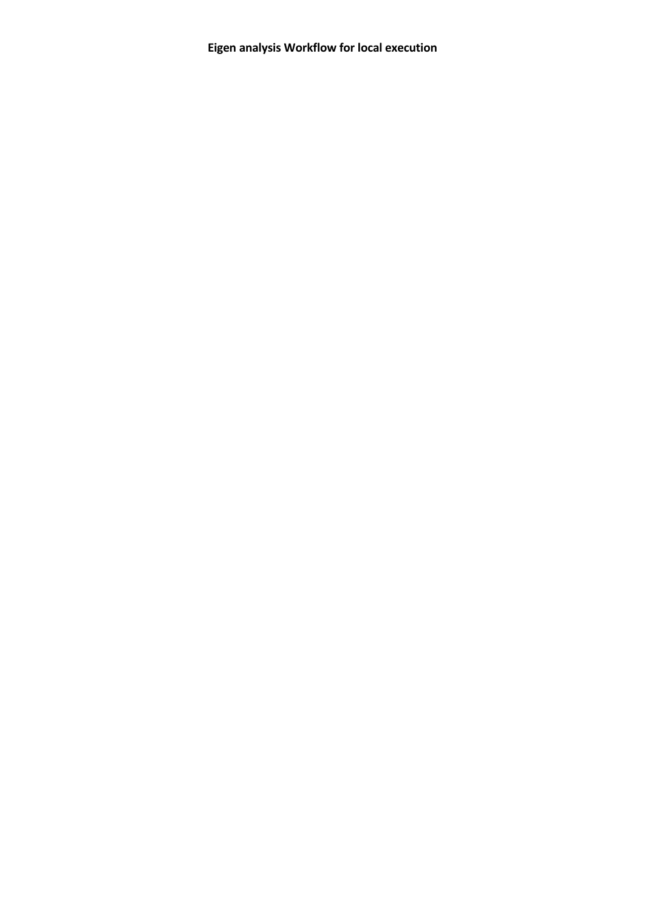**Eigen analysis Workflow for local execution**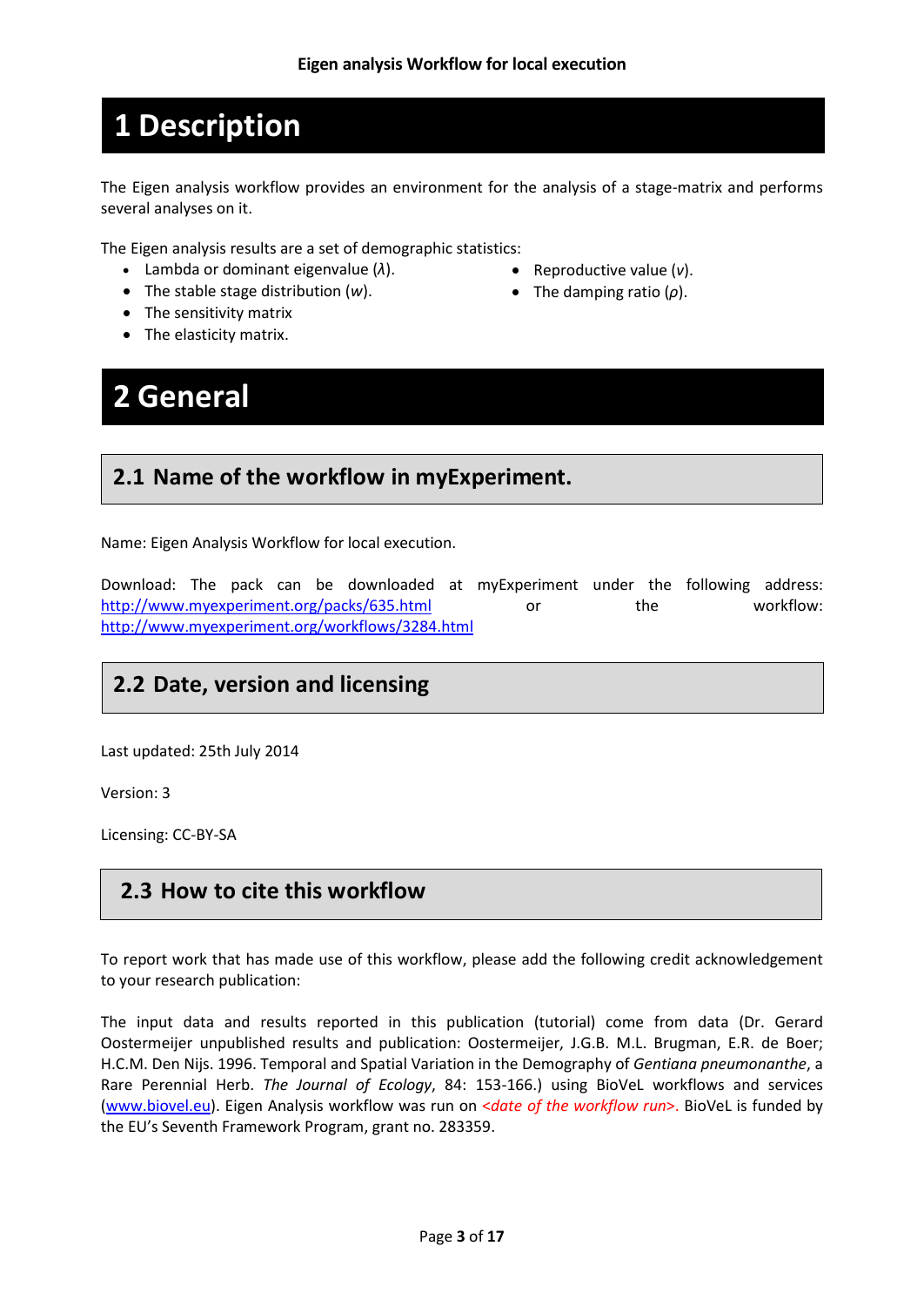# 1 Description

The Eigen analysis workflow provides an environment for the analysis of a stage-matrix and performs several analyses on it.

The Eigen analysis results are a set of demographic statistics:

- Lambda or dominant eigenvalue ($\lambda$).
- The stable stage distribution ($w$).
- The sensitivity matrix
- The elasticity matrix.
- Reproductive value ($v$).
- The damping ratio ($\rho$).

# 2 General

## 2.1 Name of the workflow in myExperiment.

Name: Eigen Analysis Workflow for local execution.

Download: The pack can be downloaded at myExperiment under the following address: http://www.myexperiment.org/packs/635.html or the workflow: http://www.myexperiment.org/workflows/3284.html

## 2.2 Date, version and licensing

Last updated: 25th July 2014

Version: 3

Licensing: CC-BY-SA

## 2.3 How to cite this workflow

To report work that has made use of this workflow, please add the following credit acknowledgement to your research publication:

The input data and results reported in this publication (tutorial) come from data (Dr. Gerard Oostermeijer unpublished results and publication: Oostermeijer, J.G.B. M.L. Brugman, E.R. de Boer; H.C.M. Den Nijs. 1996. Temporal and Spatial Variation in the Demography of *Gentiana pneumonanthe*, a Rare Perennial Herb. *The Journal of Ecology*, 84: 153-166.) using BioVeL workflows and services (www.biovel.eu). Eigen Analysis workflow was run on *<date of the workflow run>*. BioVeL is funded by the EU's Seventh Framework Program, grant no. 283359.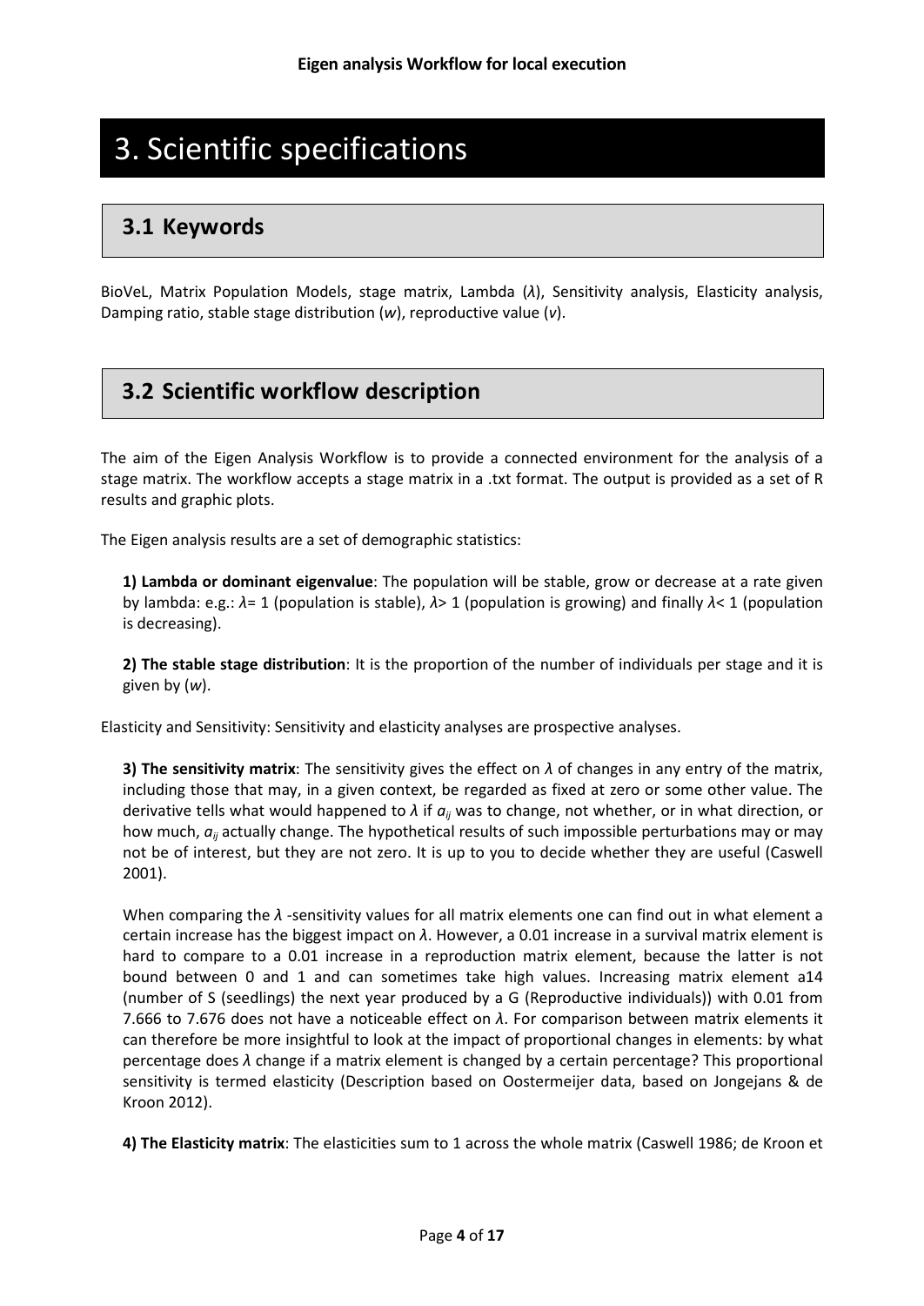# 3. Scientific specifications

## 3.1 Keywords

BioVeL, Matrix Population Models, stage matrix, Lambda ($\lambda$), Sensitivity analysis, Elasticity analysis, Damping ratio, stable stage distribution (*w*), reproductive value (*v*).

## 3.2 Scientific workflow description

The aim of the Eigen Analysis Workflow is to provide a connected environment for the analysis of a stage matrix. The workflow accepts a stage matrix in a .txt format. The output is provided as a set of R results and graphic plots.

The Eigen analysis results are a set of demographic statistics:

**1) Lambda or dominant eigenvalue**: The population will be stable, grow or decrease at a rate given by lambda: e.g.: $\lambda$= 1 (population is stable), $\lambda$> 1 (population is growing) and finally $\lambda$< 1 (population is decreasing).

**2) The stable stage distribution**: It is the proportion of the number of individuals per stage and it is given by (*w*).

Elasticity and Sensitivity: Sensitivity and elasticity analyses are prospective analyses.

**3) The sensitivity matrix**: The sensitivity gives the effect on $\lambda$ of changes in any entry of the matrix, including those that may, in a given context, be regarded as fixed at zero or some other value. The derivative tells what would happened to $\lambda$ if $a_{ij}$ was to change, not whether, or in what direction, or how much, $a_{ij}$ actually change. The hypothetical results of such impossible perturbations may or may not be of interest, but they are not zero. It is up to you to decide whether they are useful (Caswell 2001).

When comparing the $\lambda$ -sensitivity values for all matrix elements one can find out in what element a certain increase has the biggest impact on $\lambda$. However, a 0.01 increase in a survival matrix element is hard to compare to a 0.01 increase in a reproduction matrix element, because the latter is not bound between 0 and 1 and can sometimes take high values. Increasing matrix element a14 (number of S (seedlings) the next year produced by a G (Reproductive individuals)) with 0.01 from 7.666 to 7.676 does not have a noticeable effect on $\lambda$. For comparison between matrix elements it can therefore be more insightful to look at the impact of proportional changes in elements: by what percentage does $\lambda$ change if a matrix element is changed by a certain percentage? This proportional sensitivity is termed elasticity (Description based on Oostermeijer data, based on Jongejans & de Kroon 2012).

**4) The Elasticity matrix**: The elasticities sum to 1 across the whole matrix (Caswell 1986; de Kroon et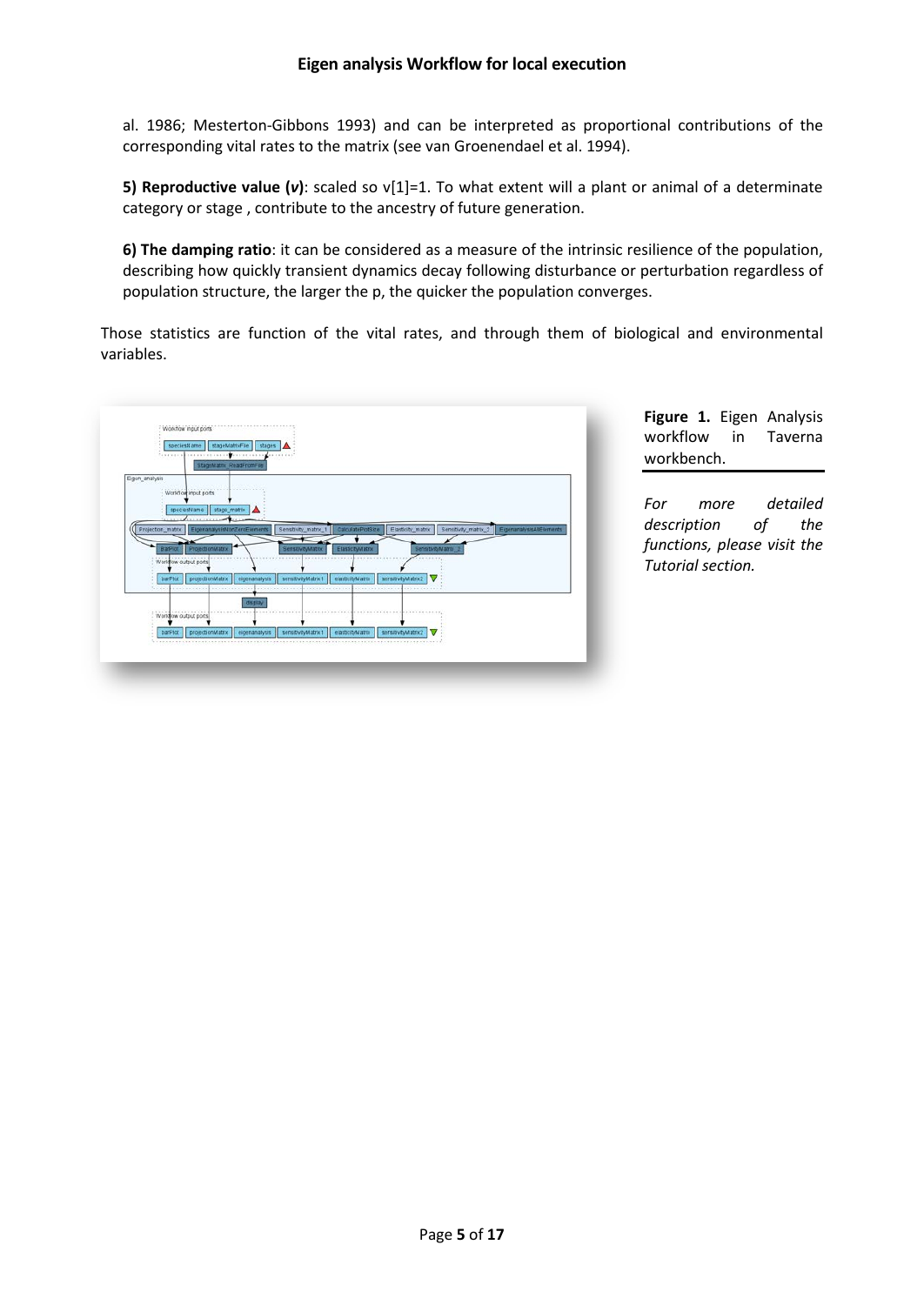al. 1986; Mesterton-Gibbons 1993) and can be interpreted as proportional contributions of the corresponding vital rates to the matrix (see van Groenendael et al. 1994).

**5) Reproductive value (*v*)**: scaled so v[1]=1. To what extent will a plant or animal of a determinate category or stage , contribute to the ancestry of future generation.

**6) The damping ratio**: it can be considered as a measure of the intrinsic resilience of the population, describing how quickly transient dynamics decay following disturbance or perturbation regardless of population structure, the larger the p, the quicker the population converges.

Those statistics are function of the vital rates, and through them of biological and environmental variables.

Workflow input ports
speciesName
stageMatrixFile
stages
StageMatrix_ReadFromFile
Eigen_analysis
Workflow input ports
speciesName
stage_matrix
Projection_matrix
EigenanalysisNonZeroElements
Sensitivity_matrix_1
CalculatePlotSize
Elasticity_matrix
Sensitivity_matrix_2
EigenanalysisAllElements
barPlot
ProjectionMatrix
SensitivityMatrix
ElasticityMatrix
SensitivityMatrix_2
Workflow output ports
barPlot
projectionMatrix
eigenanalysis
sensitivityMatrix1
elasticityMatrix
sensitivityMatrix2
display
Workflow output ports
barPlot
projectionMatrix
eigenanalysis
sensitivityMatrix1
elasticityMatrix
sensitivityMatrix2

**Figure 1.** Eigen Analysis workflow in Taverna workbench.

*For more detailed description of the functions, please visit the Tutorial section.*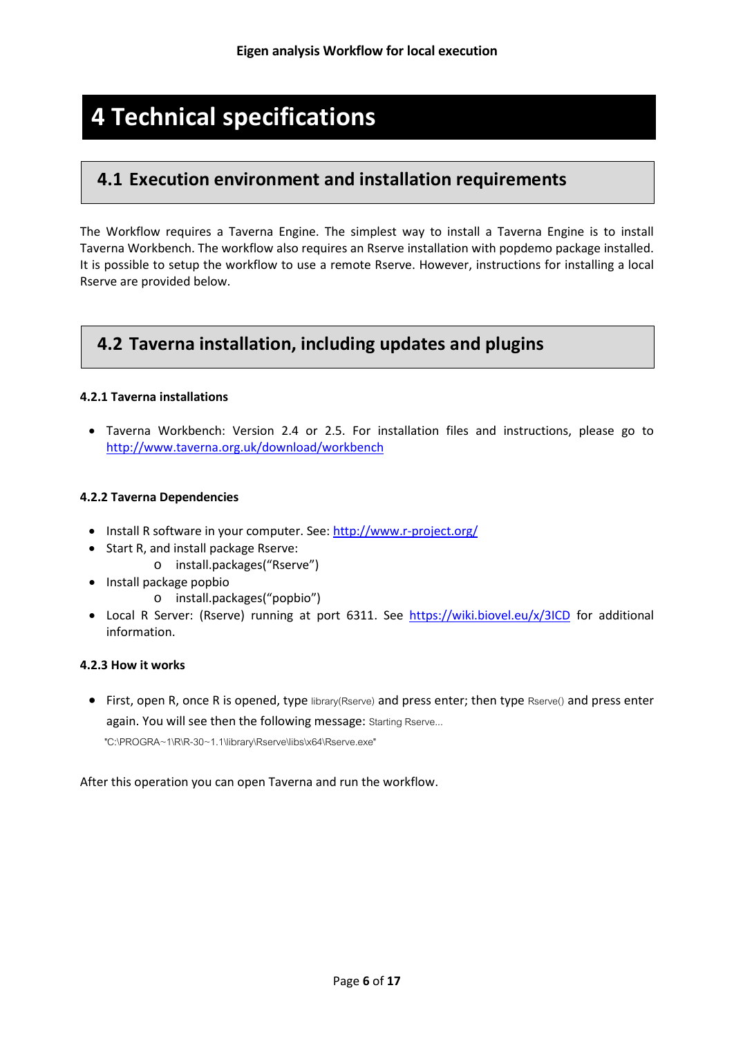# 4 Technical specifications

## 4.1 Execution environment and installation requirements

The Workflow requires a Taverna Engine. The simplest way to install a Taverna Engine is to install Taverna Workbench. The workflow also requires an Rserve installation with popdemo package installed. It is possible to setup the workflow to use a remote Rserve. However, instructions for installing a local Rserve are provided below.

## 4.2 Taverna installation, including updates and plugins

#### 4.2.1 Taverna installations

- Taverna Workbench: Version 2.4 or 2.5. For installation files and instructions, please go to http://www.taverna.org.uk/download/workbench

#### 4.2.2 Taverna Dependencies

- Install R software in your computer. See: http://www.r-project.org/
- Start R, and install package Rserve:
  - install.packages("Rserve")
- Install package popbio
  - install.packages("popbio")
- Local R Server: (Rserve) running at port 6311. See https://wiki.biovel.eu/x/3ICD for additional information.

#### 4.2.3 How it works

- First, open R, once R is opened, type `library(Rserve)` and press enter; then type `Rserve()` and press enter again. You will see then the following message: `Starting Rserve... "C:\PROGRA~1\R\R-30~1.1\library\Rserve\libs\x64\Rserve.exe"`

After this operation you can open Taverna and run the workflow.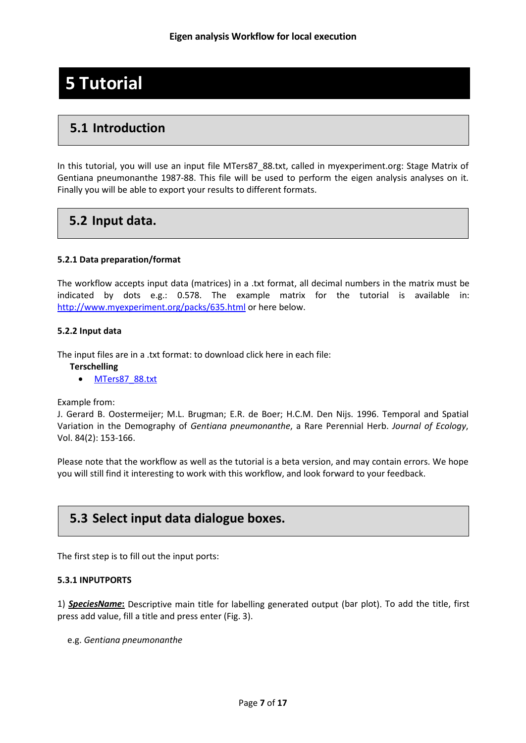# 5 Tutorial

## 5.1 Introduction

In this tutorial, you will use an input file MTers87_88.txt, called in myexperiment.org: Stage Matrix of Gentiana pneumonanthe 1987-88. This file will be used to perform the eigen analysis analyses on it. Finally you will be able to export your results to different formats.

## 5.2 Input data.

#### 5.2.1 Data preparation/format

The workflow accepts input data (matrices) in a .txt format, all decimal numbers in the matrix must be indicated by dots e.g.: 0.578. The example matrix for the tutorial is available in: http://www.myexperiment.org/packs/635.html or here below.

#### 5.2.2 Input data

The input files are in a .txt format: to download click here in each file:

**Terschelling**

- MTers87_88.txt

Example from:
J. Gerard B. Oostermeijer; M.L. Brugman; E.R. de Boer; H.C.M. Den Nijs. 1996. Temporal and Spatial Variation in the Demography of *Gentiana pneumonanthe*, a Rare Perennial Herb. *Journal of Ecology*, Vol. 84(2): 153-166.

Please note that the workflow as well as the tutorial is a beta version, and may contain errors. We hope you will still find it interesting to work with this workflow, and look forward to your feedback.

## 5.3 Select input data dialogue boxes.

The first step is to fill out the input ports:

#### 5.3.1 INPUTPORTS

1) ***SpeciesName*:** Descriptive main title for labelling generated output (bar plot). To add the title, first press add value, fill a title and press enter (Fig. 3).

e.g. *Gentiana pneumonanthe*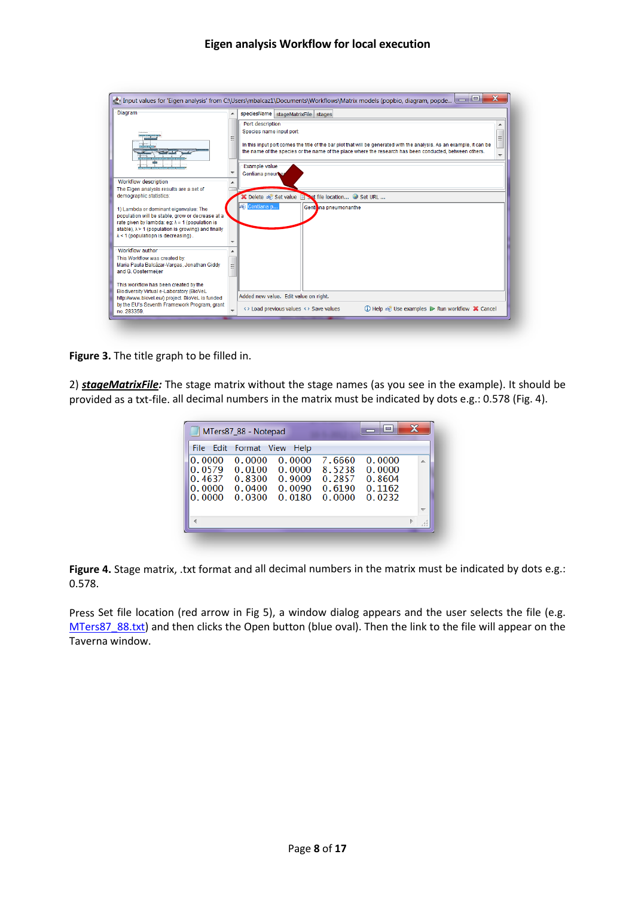## Eigen analysis Workflow for local execution

**Figure 3.** The title graph to be filled in.

2) ***stageMatrixFile:*** The stage matrix without the stage names (as you see in the example). It should be provided as a txt-file. all decimal numbers in the matrix must be indicated by dots e.g.: 0.578 (Fig. 4).

**Figure 4.** Stage matrix, .txt format and all decimal numbers in the matrix must be indicated by dots e.g.: 0.578.

Press Set file location (red arrow in Fig 5), a window dialog appears and the user selects the file (e.g. MTers87_88.txt) and then clicks the Open button (blue oval). Then the link to the file will appear on the Taverna window.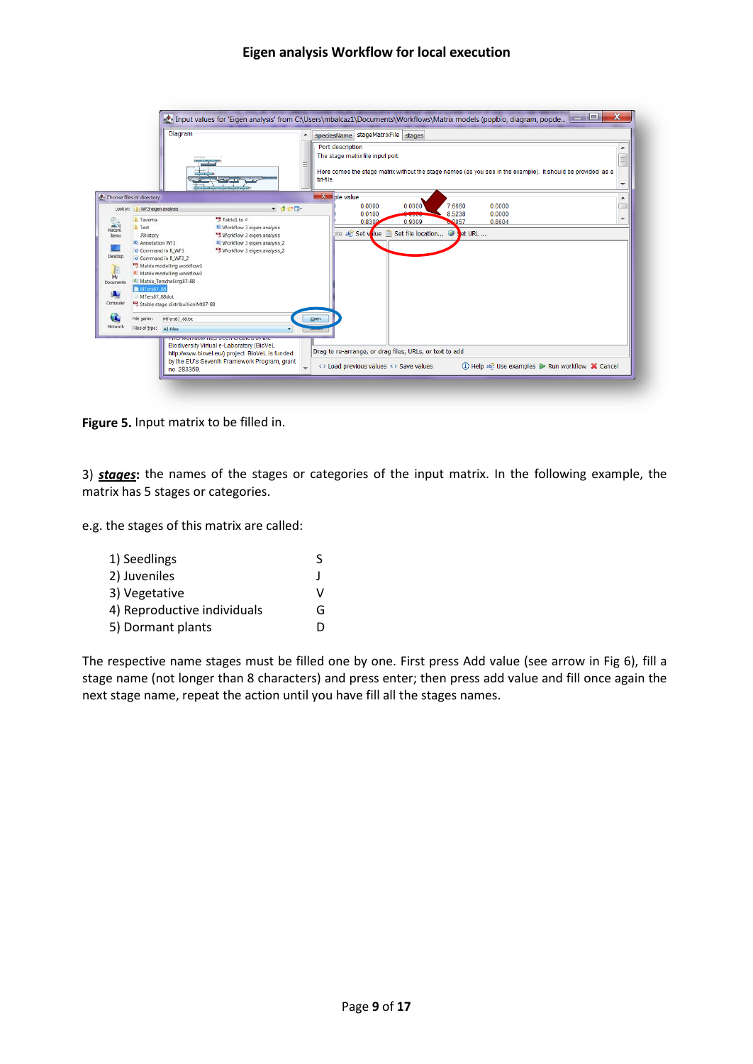**Figure 5.** Input matrix to be filled in.

3) ***stages***: the names of the stages or categories of the input matrix. In the following example, the matrix has 5 stages or categories.

e.g. the stages of this matrix are called:

| | |
|---|---|
| 1) Seedlings | S |
| 2) Juveniles | J |
| 3) Vegetative | V |
| 4) Reproductive individuals | G |
| 5) Dormant plants | D |

The respective name stages must be filled one by one. First press Add value (see arrow in Fig 6), fill a stage name (not longer than 8 characters) and press enter; then press add value and fill once again the next stage name, repeat the action until you have fill all the stages names.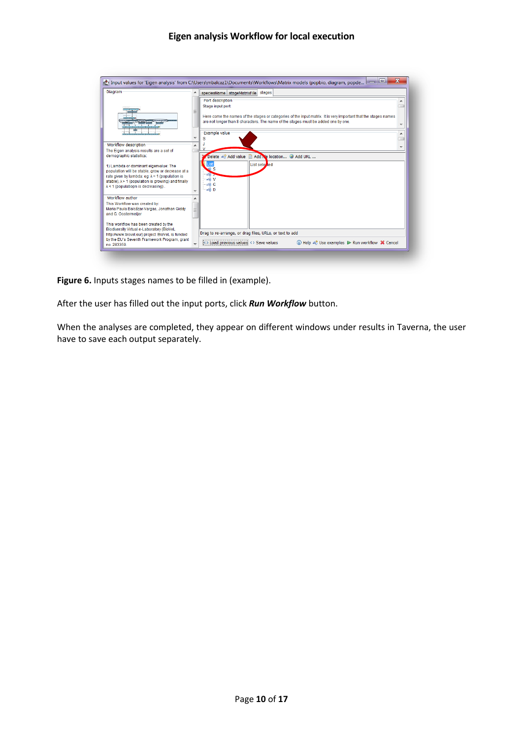## Eigen analysis Workflow for local execution

**Figure 6.** Inputs stages names to be filled in (example).

After the user has filled out the input ports, click ***Run Workflow*** button.

When the analyses are completed, they appear on different windows under results in Taverna, the user have to save each output separately.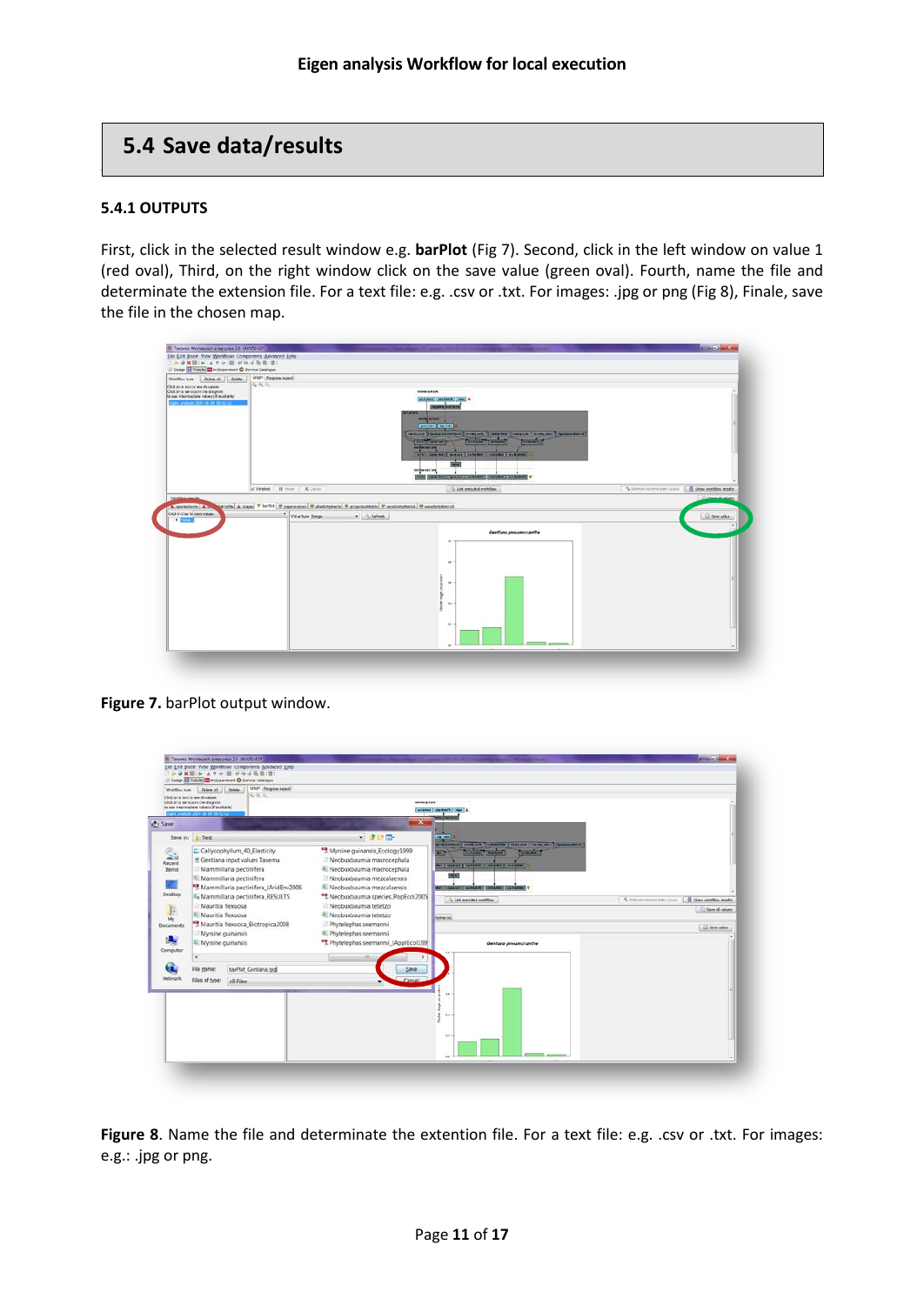## 5.4 Save data/results

### 5.4.1 OUTPUTS

First, click in the selected result window e.g. **barPlot** (Fig 7). Second, click in the left window on value 1 (red oval), Third, on the right window click on the save value (green oval). Fourth, name the file and determinate the extension file. For a text file: e.g. .csv or .txt. For images: .jpg or png (Fig 8), Finale, save the file in the chosen map.

**Figure 7.** barPlot output window.

**Figure 8**. Name the file and determinate the extention file. For a text file: e.g. .csv or .txt. For images: e.g.: .jpg or png.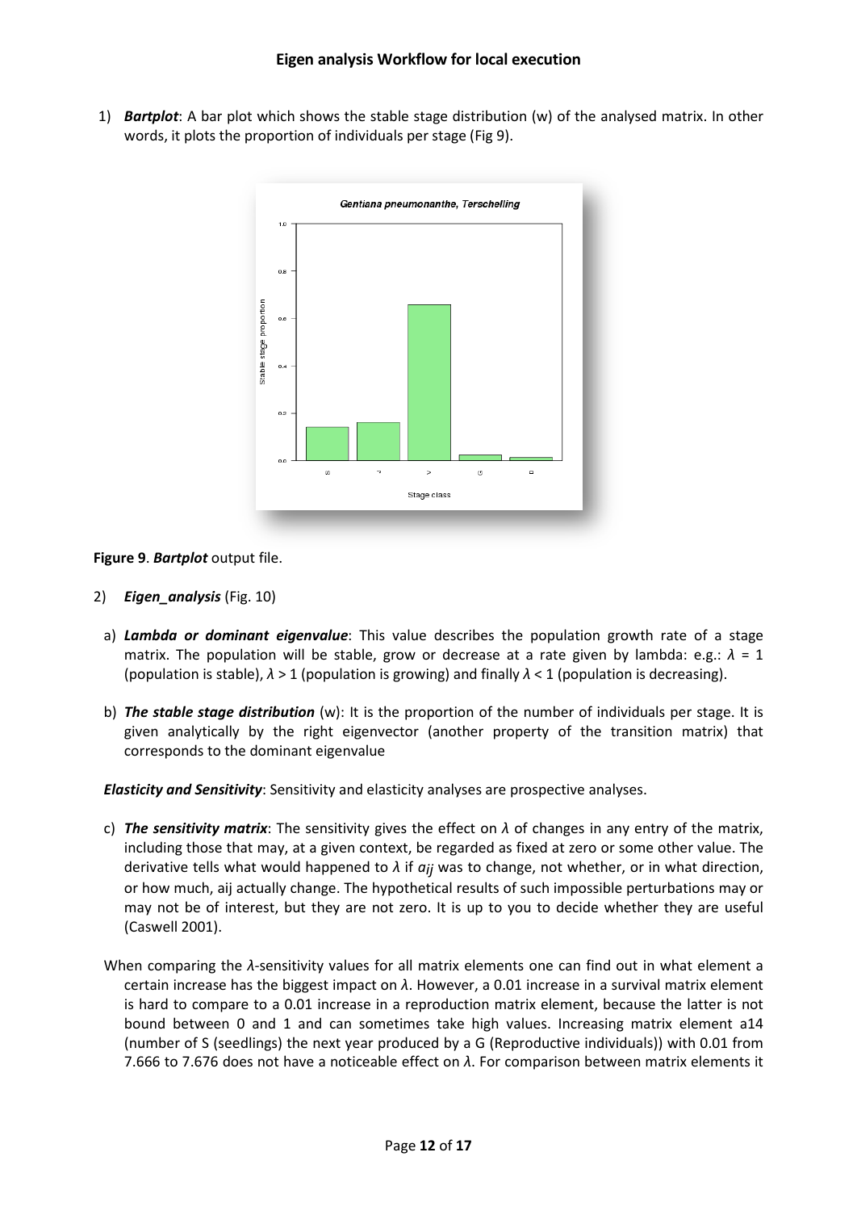1) ***Bartplot***: A bar plot which shows the stable stage distribution (w) of the analysed matrix. In other words, it plots the proportion of individuals per stage (Fig 9).

*Gentiana pneumonanthe, Terschelling*

Stable stage proportion

1.0

0.8

0.6

0.4

0.2

0.0

S J V G D

Stage class

**Figure 9**. ***Bartplot*** output file.

2) ***Eigen_analysis*** (Fig. 10)

a) ***Lambda or dominant eigenvalue***: This value describes the population growth rate of a stage matrix. The population will be stable, grow or decrease at a rate given by lambda: e.g.: $\lambda$ = 1 (population is stable), $\lambda > 1$ (population is growing) and finally $\lambda < 1$ (population is decreasing).

b) ***The stable stage distribution*** (w): It is the proportion of the number of individuals per stage. It is given analytically by the right eigenvector (another property of the transition matrix) that corresponds to the dominant eigenvalue

***Elasticity and Sensitivity***: Sensitivity and elasticity analyses are prospective analyses.

c) ***The sensitivity matrix***: The sensitivity gives the effect on $\lambda$ of changes in any entry of the matrix, including those that may, at a given context, be regarded as fixed at zero or some other value. The derivative tells what would happened to $\lambda$ if $a_{ij}$ was to change, not whether, or in what direction, or how much, aij actually change. The hypothetical results of such impossible perturbations may or may not be of interest, but they are not zero. It is up to you to decide whether they are useful (Caswell 2001).

When comparing the $\lambda$-sensitivity values for all matrix elements one can find out in what element a certain increase has the biggest impact on $\lambda$. However, a 0.01 increase in a survival matrix element is hard to compare to a 0.01 increase in a reproduction matrix element, because the latter is not bound between 0 and 1 and can sometimes take high values. Increasing matrix element a14 (number of S (seedlings) the next year produced by a G (Reproductive individuals)) with 0.01 from 7.666 to 7.676 does not have a noticeable effect on $\lambda$. For comparison between matrix elements it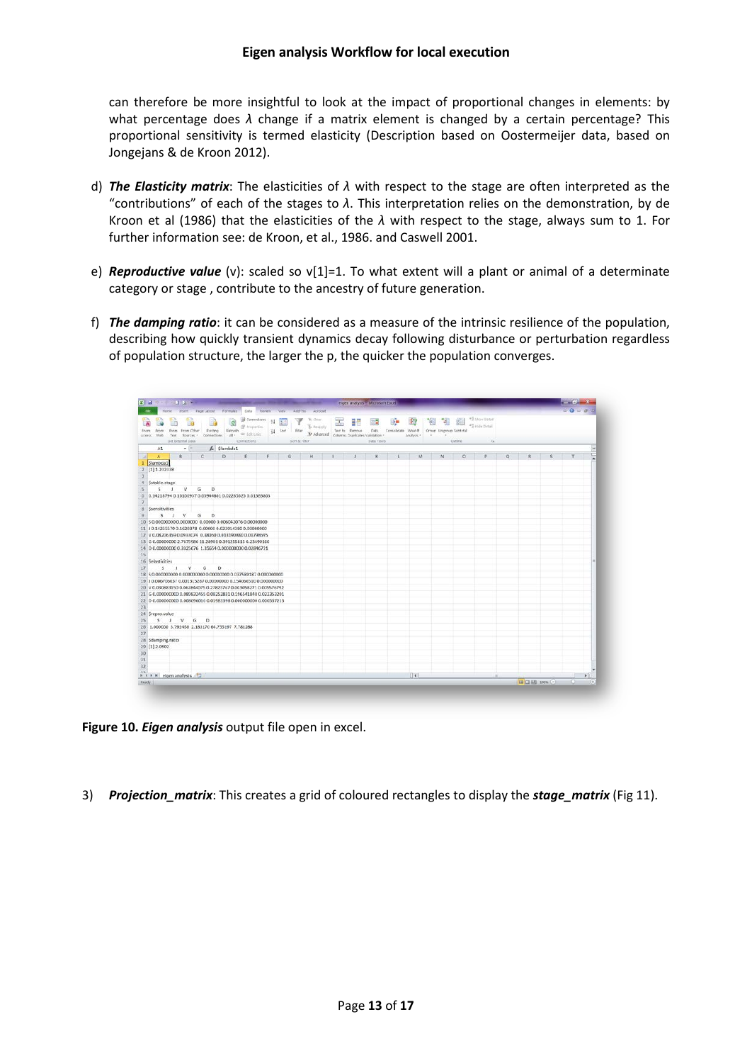can therefore be more insightful to look at the impact of proportional changes in elements: by what percentage does $\lambda$ change if a matrix element is changed by a certain percentage? This proportional sensitivity is termed elasticity (Description based on Oostermeijer data, based on Jongejans & de Kroon 2012).

d) ***The Elasticity matrix***: The elasticities of $\lambda$ with respect to the stage are often interpreted as the "contributions" of each of the stages to $\lambda$. This interpretation relies on the demonstration, by de Kroon et al (1986) that the elasticities of the $\lambda$ with respect to the stage, always sum to 1. For further information see: de Kroon, et al., 1986. and Caswell 2001.

e) ***Reproductive value*** (v): scaled so v[1]=1. To what extent will a plant or animal of a determinate category or stage , contribute to the ancestry of future generation.

f) ***The damping ratio***: it can be considered as a measure of the intrinsic resilience of the population, describing how quickly transient dynamics decay following disturbance or perturbation regardless of population structure, the larger the p, the quicker the population converges.

**Figure 10.** ***Eigen analysis*** output file open in excel.

3) ***Projection_matrix***: This creates a grid of coloured rectangles to display the ***stage_matrix*** (Fig 11).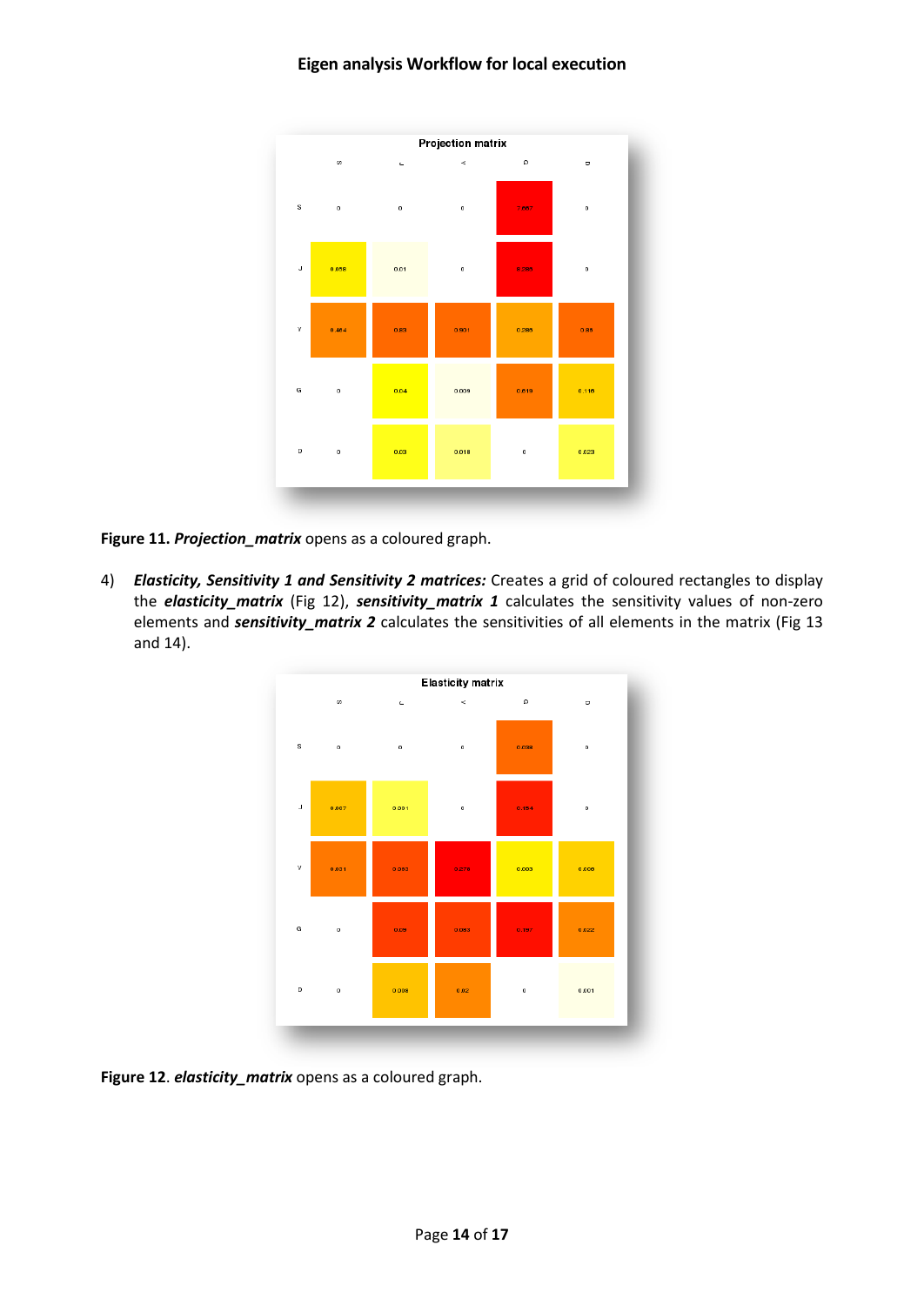Projection matrix

S J V G D

S 0 0 0 2.667 0

J 0.058 0.01 0 0.286 0

V 0.464 0.83 0.901 0.286 0.85

G 0 0.04 0.009 0.619 0.116

D 0 0.03 0.018 0 0.023

**Figure 11.** ***Projection_matrix*** opens as a coloured graph.

4) ***Elasticity, Sensitivity 1 and Sensitivity 2 matrices:*** Creates a grid of coloured rectangles to display the ***elasticity_matrix*** (Fig 12), ***sensitivity_matrix 1*** calculates the sensitivity values of non-zero elements and ***sensitivity_matrix 2*** calculates the sensitivities of all elements in the matrix (Fig 13 and 14).

Elasticity matrix

S J V G D

S 0 0 0 0.038 0

J 0.007 0.001 0 0.154 0

V 0.031 0.093 0.276 0.003 0.006

G 0 0.05 0.083 0.197 0.022

D 0 0.008 0.02 0 0.001

**Figure 12**. ***elasticity_matrix*** opens as a coloured graph.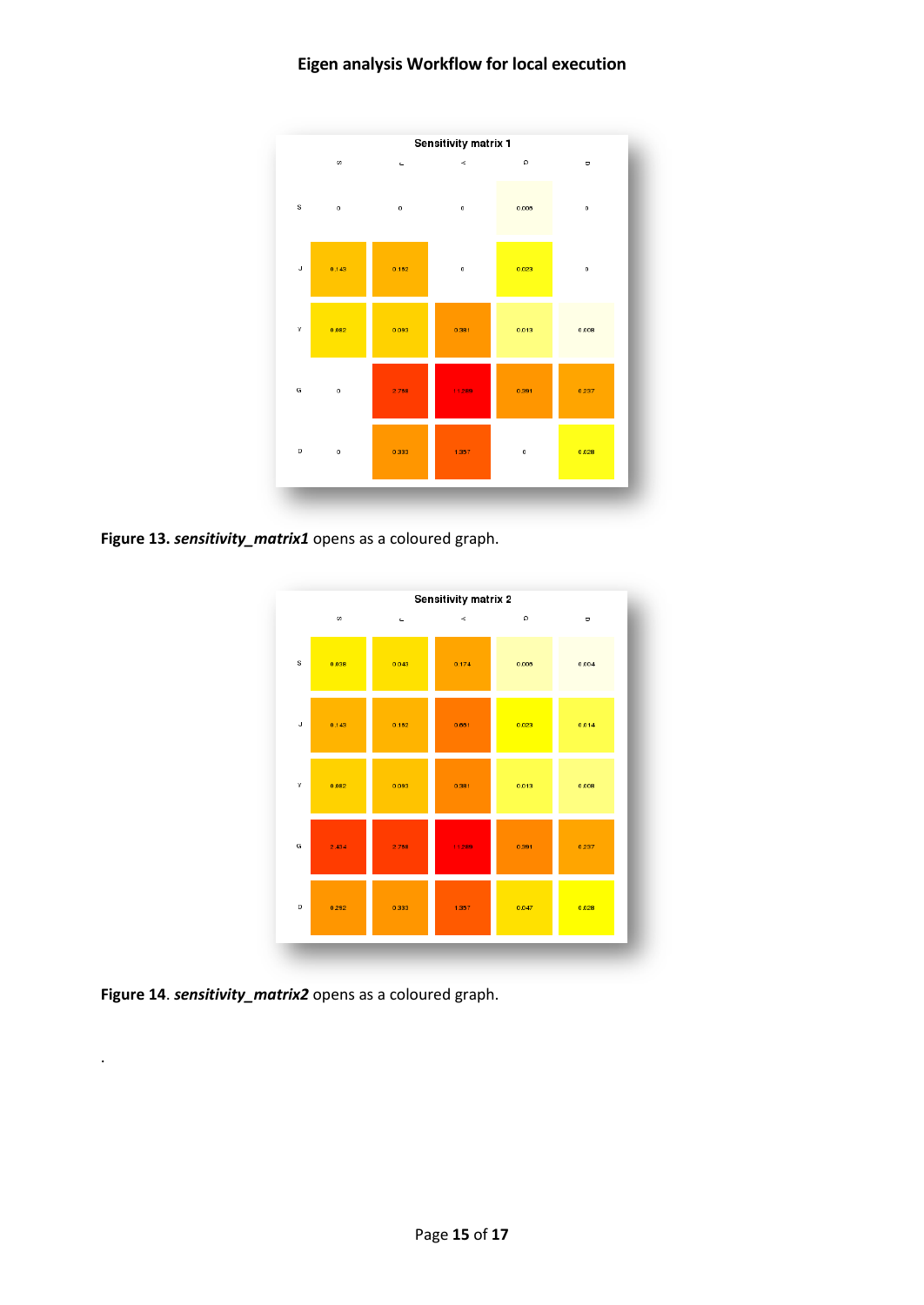Sensitivity matrix 1

S J Y G D

S 0 0 0 0.006 0

J 0.143 0.182 0 0.023 0

Y 0.082 0.093 0.381 0.013 0.008

G 0 2.758 11.269 0.391 0.237

D 0 0.333 1.357 0 0.028

**Figure 13.** ***sensitivity_matrix1*** opens as a coloured graph.

Sensitivity matrix 2

S J Y G D

S 0.038 0.043 0.174 0.006 0.004

J 0.143 0.182 0.651 0.023 0.014

Y 0.082 0.093 0.381 0.013 0.008

G 2.434 2.758 11.269 0.391 0.237

D 0.292 0.333 1.357 0.047 0.028

**Figure 14**. ***sensitivity_matrix2*** opens as a coloured graph.

.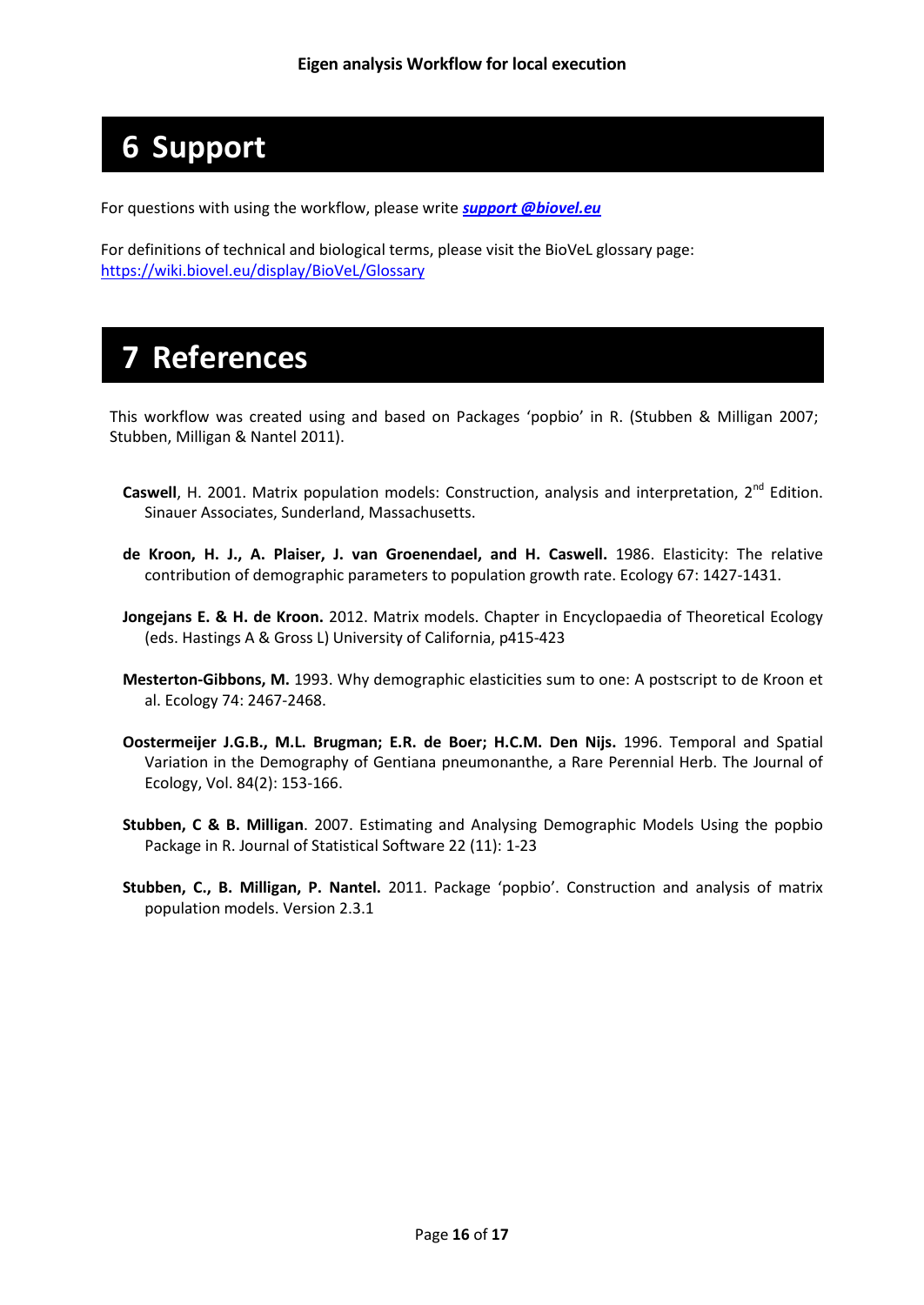# 6 Support

For questions with using the workflow, please write ***support @biovel.eu***

For definitions of technical and biological terms, please visit the BioVeL glossary page:
https://wiki.biovel.eu/display/BioVeL/Glossary

# 7 References

This workflow was created using and based on Packages 'popbio' in R. (Stubben & Milligan 2007; Stubben, Milligan & Nantel 2011).

**Caswell**, H. 2001. Matrix population models: Construction, analysis and interpretation, 2nd Edition. Sinauer Associates, Sunderland, Massachusetts.

**de Kroon, H. J., A. Plaiser, J. van Groenendael, and H. Caswell.** 1986. Elasticity: The relative contribution of demographic parameters to population growth rate. Ecology 67: 1427-1431.

**Jongejans E. & H. de Kroon.** 2012. Matrix models. Chapter in Encyclopaedia of Theoretical Ecology (eds. Hastings A & Gross L) University of California, p415-423

**Mesterton-Gibbons, M.** 1993. Why demographic elasticities sum to one: A postscript to de Kroon et al. Ecology 74: 2467-2468.

**Oostermeijer J.G.B., M.L. Brugman; E.R. de Boer; H.C.M. Den Nijs.** 1996. Temporal and Spatial Variation in the Demography of Gentiana pneumonanthe, a Rare Perennial Herb. The Journal of Ecology, Vol. 84(2): 153-166.

**Stubben, C & B. Milligan**. 2007. Estimating and Analysing Demographic Models Using the popbio Package in R. Journal of Statistical Software 22 (11): 1-23

**Stubben, C., B. Milligan, P. Nantel.** 2011. Package 'popbio'. Construction and analysis of matrix population models. Version 2.3.1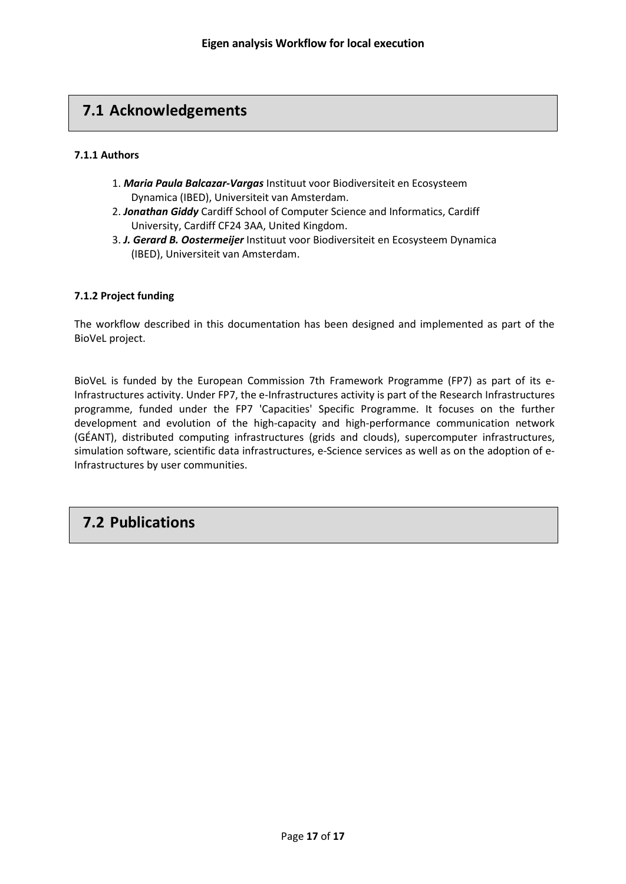## 7.1 Acknowledgements

### 7.1.1 Authors

1. ***Maria Paula Balcazar-Vargas*** Instituut voor Biodiversiteit en Ecosysteem Dynamica (IBED), Universiteit van Amsterdam.
2. ***Jonathan Giddy*** Cardiff School of Computer Science and Informatics, Cardiff University, Cardiff CF24 3AA, United Kingdom.
3. ***J. Gerard B. Oostermeijer*** Instituut voor Biodiversiteit en Ecosysteem Dynamica (IBED), Universiteit van Amsterdam.

### 7.1.2 Project funding

The workflow described in this documentation has been designed and implemented as part of the BioVeL project.

BioVeL is funded by the European Commission 7th Framework Programme (FP7) as part of its e-Infrastructures activity. Under FP7, the e-Infrastructures activity is part of the Research Infrastructures programme, funded under the FP7 'Capacities' Specific Programme. It focuses on the further development and evolution of the high-capacity and high-performance communication network (GÉANT), distributed computing infrastructures (grids and clouds), supercomputer infrastructures, simulation software, scientific data infrastructures, e-Science services as well as on the adoption of e-Infrastructures by user communities.

## 7.2 Publications